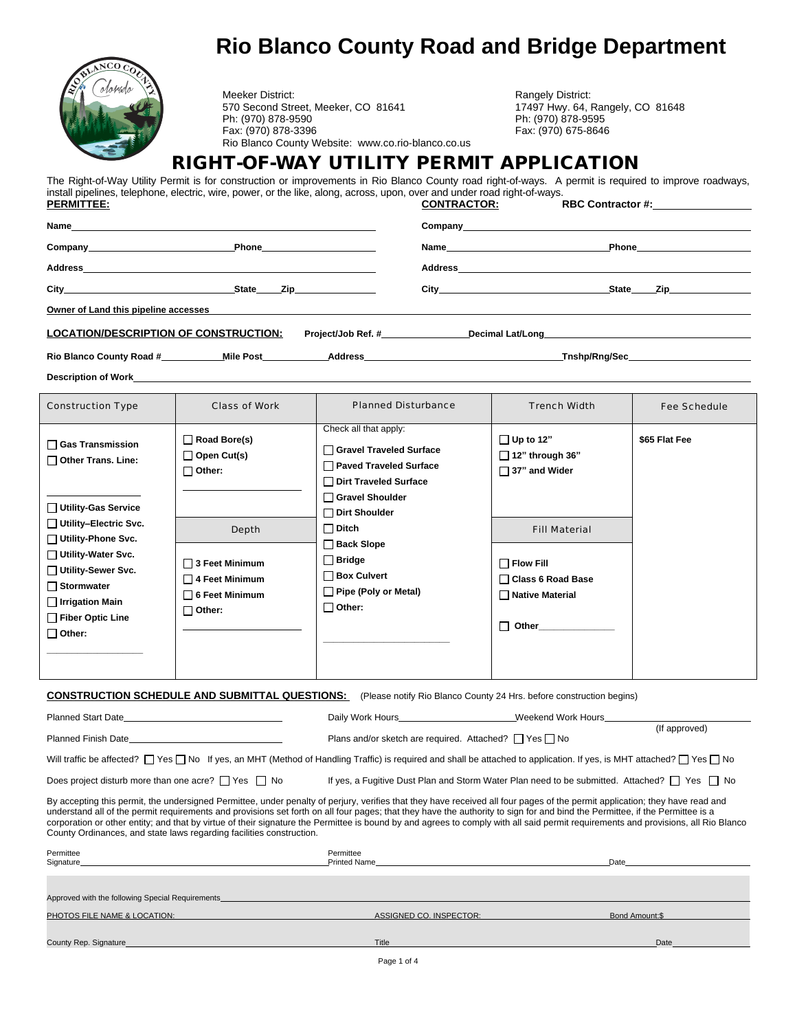# Rio Blanco County Road and Bridge Department

Meeker District:
570 Second Street, Meeker, CO 81641
Ph: (970) 878-9590
Fax: (970) 878-3396
Rio Blanco County Website: www.co.rio-blanco.co.us

Rangely District:
17497 Hwy. 64, Rangely, CO 81648
Ph: (970) 878-9595
Fax: (970) 675-8646

## RIGHT-OF-WAY UTILITY PERMIT APPLICATION

The Right-of-Way Utility Permit is for construction or improvements in Rio Blanco County road right-of-ways. A permit is required to improve roadways, install pipelines, telephone, electric, wire, power, or the like, along, across, upon, over and under road right-of-ways.

**PERMITTEE:**

**Name**\_\_\_\_\_\_\_\_\_\_\_\_\_\_\_\_\_\_\_\_

**Company**\_\_\_\_\_\_\_\_\_\_ **Phone**\_\_\_\_\_\_\_\_\_\_

**Address**\_\_\_\_\_\_\_\_\_\_\_\_\_\_\_\_\_\_\_\_

**City**\_\_\_\_\_\_\_\_\_\_ **State**\_\_\_\_ **Zip**\_\_\_\_\_\_

**CONTRACTOR:** **RBC Contractor #:**\_\_\_\_\_\_\_\_\_\_

**Company**\_\_\_\_\_\_\_\_\_\_\_\_\_\_\_\_\_\_\_\_

**Name**\_\_\_\_\_\_\_\_\_\_ **Phone**\_\_\_\_\_\_\_\_\_\_

**Address**\_\_\_\_\_\_\_\_\_\_\_\_\_\_\_\_\_\_\_\_

**City**\_\_\_\_\_\_\_\_\_\_ **State**\_\_\_\_ **Zip**\_\_\_\_\_\_

**Owner of Land this pipeline accesses**\_\_\_\_\_\_\_\_\_\_\_\_\_\_\_\_\_\_\_\_

**LOCATION/DESCRIPTION OF CONSTRUCTION:** **Project/Job Ref. #**\_\_\_\_\_\_\_\_\_\_ **Decimal Lat/Long**\_\_\_\_\_\_\_\_\_\_

**Rio Blanco County Road #**\_\_\_\_\_\_ **Mile Post**\_\_\_\_\_\_ **Address**\_\_\_\_\_\_\_\_\_\_ **Tnshp/Rng/Sec**\_\_\_\_\_\_\_\_\_\_

**Description of Work**\_\_\_\_\_\_\_\_\_\_\_\_\_\_\_\_\_\_\_\_

| Construction Type | Class of Work | Planned Disturbance | Trench Width | Fee Schedule |
|---|---|---|---|---|
| ☐ **Gas Transmission**<br>☐ **Other Trans. Line:** \_\_\_\_\_\_<br>☐ **Utility-Gas Service**<br>☐ **Utility–Electric Svc.**<br>☐ **Utility-Phone Svc.**<br>☐ **Utility-Water Svc.**<br>☐ **Utility-Sewer Svc.**<br>☐ **Stormwater**<br>☐ **Irrigation Main**<br>☐ **Fiber Optic Line**<br>☐ **Other:** \_\_\_\_\_\_ | ☐ **Road Bore(s)**<br>☐ **Open Cut(s)**<br>☐ **Other:** \_\_\_\_\_\_<br><br>**Depth**<br>☐ **3 Feet Minimum**<br>☐ **4 Feet Minimum**<br>☐ **6 Feet Minimum**<br>☐ **Other:** \_\_\_\_\_\_ | Check all that apply:<br>☐ **Gravel Traveled Surface**<br>☐ **Paved Traveled Surface**<br>☐ **Dirt Traveled Surface**<br>☐ **Gravel Shoulder**<br>☐ **Dirt Shoulder**<br>☐ **Ditch**<br>☐ **Back Slope**<br>☐ **Bridge**<br>☐ **Box Culvert**<br>☐ **Pipe (Poly or Metal)**<br>☐ **Other:** \_\_\_\_\_\_ | ☐ **Up to 12"**<br>☐ **12" through 36"**<br>☐ **37" and Wider**<br><br>**Fill Material**<br>☐ **Flow Fill**<br>☐ **Class 6 Road Base**<br>☐ **Native Material**<br>☐ **Other**\_\_\_\_\_\_ | **$65 Flat Fee** |

**CONSTRUCTION SCHEDULE AND SUBMITTAL QUESTIONS:** (Please notify Rio Blanco County 24 Hrs. before construction begins)

Planned Start Date\_\_\_\_\_\_\_\_\_\_ Daily Work Hours\_\_\_\_\_\_\_\_\_\_ Weekend Work Hours\_\_\_\_\_\_\_\_\_\_ (If approved)

Planned Finish Date\_\_\_\_\_\_\_\_\_\_ Plans and/or sketch are required. Attached? ☐ Yes ☐ No

Will traffic be affected? ☐ Yes ☐ No If yes, an MHT (Method of Handling Traffic) is required and shall be attached to application. If yes, is MHT attached? ☐ Yes ☐ No

Does project disturb more than one acre? ☐ Yes ☐ No If yes, a Fugitive Dust Plan and Storm Water Plan need to be submitted. Attached? ☐ Yes ☐ No

By accepting this permit, the undersigned Permittee, under penalty of perjury, verifies that they have received all four pages of the permit application; they have read and understand all of the permit requirements and provisions set forth on all four pages; that they have the authority to sign for and bind the Permittee, if the Permittee is a corporation or other entity; and that by virtue of their signature the Permittee is bound by and agrees to comply with all said permit requirements and provisions, all Rio Blanco County Ordinances, and state laws regarding facilities construction.

Permittee Signature\_\_\_\_\_\_\_\_\_\_ Permittee Printed Name\_\_\_\_\_\_\_\_\_\_ Date\_\_\_\_\_\_

Approved with the following Special Requirements\_\_\_\_\_\_\_\_\_\_\_\_\_\_\_\_\_\_\_\_

PHOTOS FILE NAME & LOCATION: ASSIGNED CO. INSPECTOR: Bond Amount:$

County Rep. Signature\_\_\_\_\_\_\_\_\_\_ Title\_\_\_\_\_\_\_\_\_\_ Date\_\_\_\_\_\_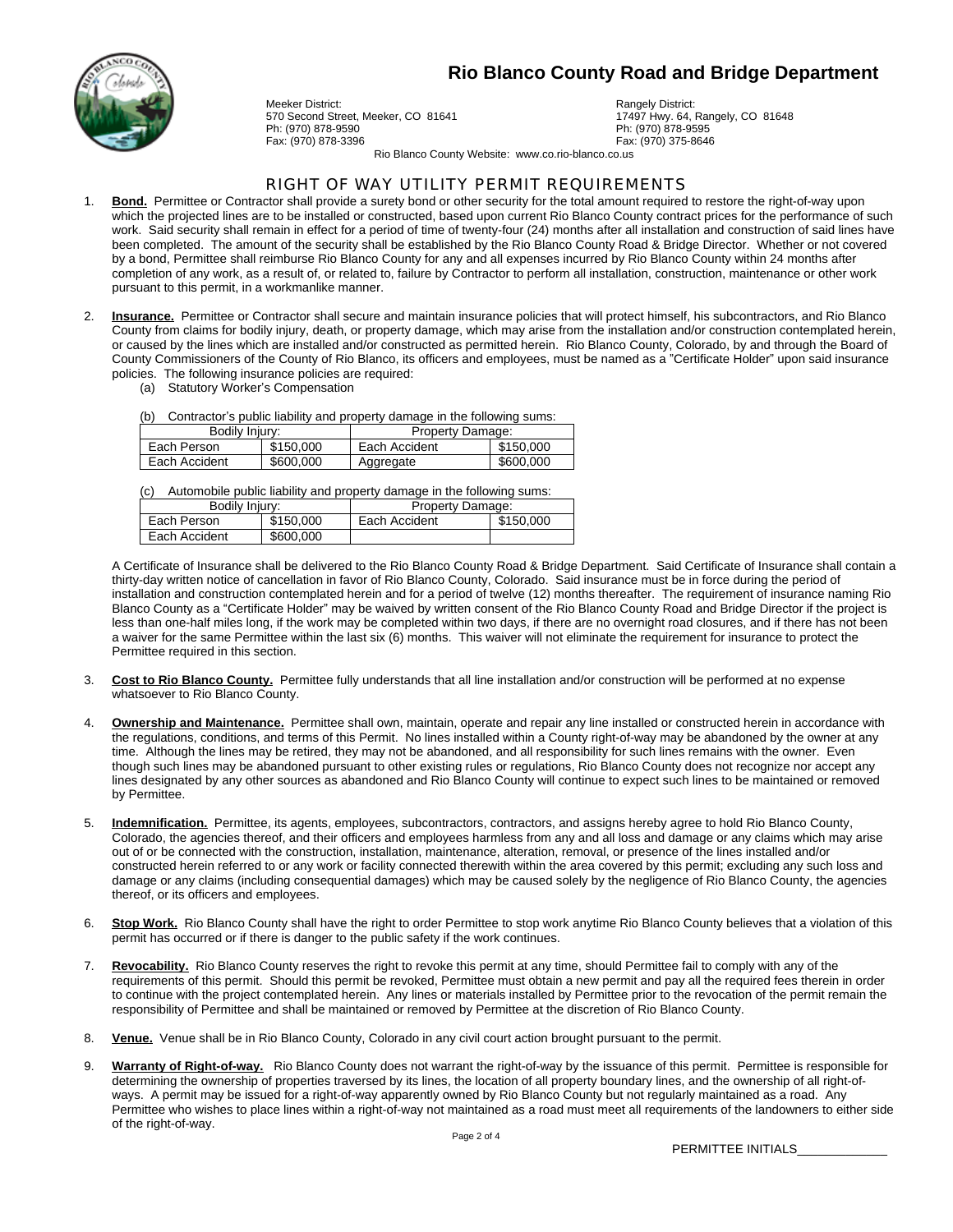# Rio Blanco County Road and Bridge Department

Meeker District:
570 Second Street, Meeker, CO 81641
Ph: (970) 878-9590
Fax: (970) 878-3396

Rangely District:
17497 Hwy. 64, Rangely, CO 81648
Ph: (970) 878-9595
Fax: (970) 375-8646

Rio Blanco County Website: www.co.rio-blanco.co.us

## RIGHT OF WAY UTILITY PERMIT REQUIREMENTS

1. **Bond.** Permittee or Contractor shall provide a surety bond or other security for the total amount required to restore the right-of-way upon which the projected lines are to be installed or constructed, based upon current Rio Blanco County contract prices for the performance of such work. Said security shall remain in effect for a period of time of twenty-four (24) months after all installation and construction of said lines have been completed. The amount of the security shall be established by the Rio Blanco County Road & Bridge Director. Whether or not covered by a bond, Permittee shall reimburse Rio Blanco County for any and all expenses incurred by Rio Blanco County within 24 months after completion of any work, as a result of, or related to, failure by Contractor to perform all installation, construction, maintenance or other work pursuant to this permit, in a workmanlike manner.

2. **Insurance.** Permittee or Contractor shall secure and maintain insurance policies that will protect himself, his subcontractors, and Rio Blanco County from claims for bodily injury, death, or property damage, which may arise from the installation and/or construction contemplated herein, or caused by the lines which are installed and/or constructed as permitted herein. Rio Blanco County, Colorado, by and through the Board of County Commissioners of the County of Rio Blanco, its officers and employees, must be named as a "Certificate Holder" upon said insurance policies. The following insurance policies are required:
   (a) Statutory Worker's Compensation

   (b) Contractor's public liability and property damage in the following sums:

   | Bodily Injury: | | Property Damage: | |
   |---|---|---|---|
   | Each Person | $150,000 | Each Accident | $150,000 |
   | Each Accident | $600,000 | Aggregate | $600,000 |

   (c) Automobile public liability and property damage in the following sums:

   | Bodily Injury: | | Property Damage: | |
   |---|---|---|---|
   | Each Person | $150,000 | Each Accident | $150,000 |
   | Each Accident | $600,000 | | |

   A Certificate of Insurance shall be delivered to the Rio Blanco County Road & Bridge Department. Said Certificate of Insurance shall contain a thirty-day written notice of cancellation in favor of Rio Blanco County, Colorado. Said insurance must be in force during the period of installation and construction contemplated herein and for a period of twelve (12) months thereafter. The requirement of insurance naming Rio Blanco County as a "Certificate Holder" may be waived by written consent of the Rio Blanco County Road and Bridge Director if the project is less than one-half miles long, if the work may be completed within two days, if there are no overnight road closures, and if there has not been a waiver for the same Permittee within the last six (6) months. This waiver will not eliminate the requirement for insurance to protect the Permittee required in this section.

3. **Cost to Rio Blanco County.** Permittee fully understands that all line installation and/or construction will be performed at no expense whatsoever to Rio Blanco County.

4. **Ownership and Maintenance.** Permittee shall own, maintain, operate and repair any line installed or constructed herein in accordance with the regulations, conditions, and terms of this Permit. No lines installed within a County right-of-way may be abandoned by the owner at any time. Although the lines may be retired, they may not be abandoned, and all responsibility for such lines remains with the owner. Even though such lines may be abandoned pursuant to other existing rules or regulations, Rio Blanco County does not recognize nor accept any lines designated by any other sources as abandoned and Rio Blanco County will continue to expect such lines to be maintained or removed by Permittee.

5. **Indemnification.** Permittee, its agents, employees, subcontractors, contractors, and assigns hereby agree to hold Rio Blanco County, Colorado, the agencies thereof, and their officers and employees harmless from any and all loss and damage or any claims which may arise out of or be connected with the construction, installation, maintenance, alteration, removal, or presence of the lines installed and/or constructed herein referred to or any work or facility connected therewith within the area covered by this permit; excluding any such loss and damage or any claims (including consequential damages) which may be caused solely by the negligence of Rio Blanco County, the agencies thereof, or its officers and employees.

6. **Stop Work.** Rio Blanco County shall have the right to order Permittee to stop work anytime Rio Blanco County believes that a violation of this permit has occurred or if there is danger to the public safety if the work continues.

7. **Revocability.** Rio Blanco County reserves the right to revoke this permit at any time, should Permittee fail to comply with any of the requirements of this permit. Should this permit be revoked, Permittee must obtain a new permit and pay all the required fees therein in order to continue with the project contemplated herein. Any lines or materials installed by Permittee prior to the revocation of the permit remain the responsibility of Permittee and shall be maintained or removed by Permittee at the discretion of Rio Blanco County.

8. **Venue.** Venue shall be in Rio Blanco County, Colorado in any civil court action brought pursuant to the permit.

9. **Warranty of Right-of-way.** Rio Blanco County does not warrant the right-of-way by the issuance of this permit. Permittee is responsible for determining the ownership of properties traversed by its lines, the location of all property boundary lines, and the ownership of all right-of-ways. A permit may be issued for a right-of-way apparently owned by Rio Blanco County but not regularly maintained as a road. Any Permittee who wishes to place lines within a right-of-way not maintained as a road must meet all requirements of the landowners to either side of the right-of-way.

PERMITTEE INITIALS_____________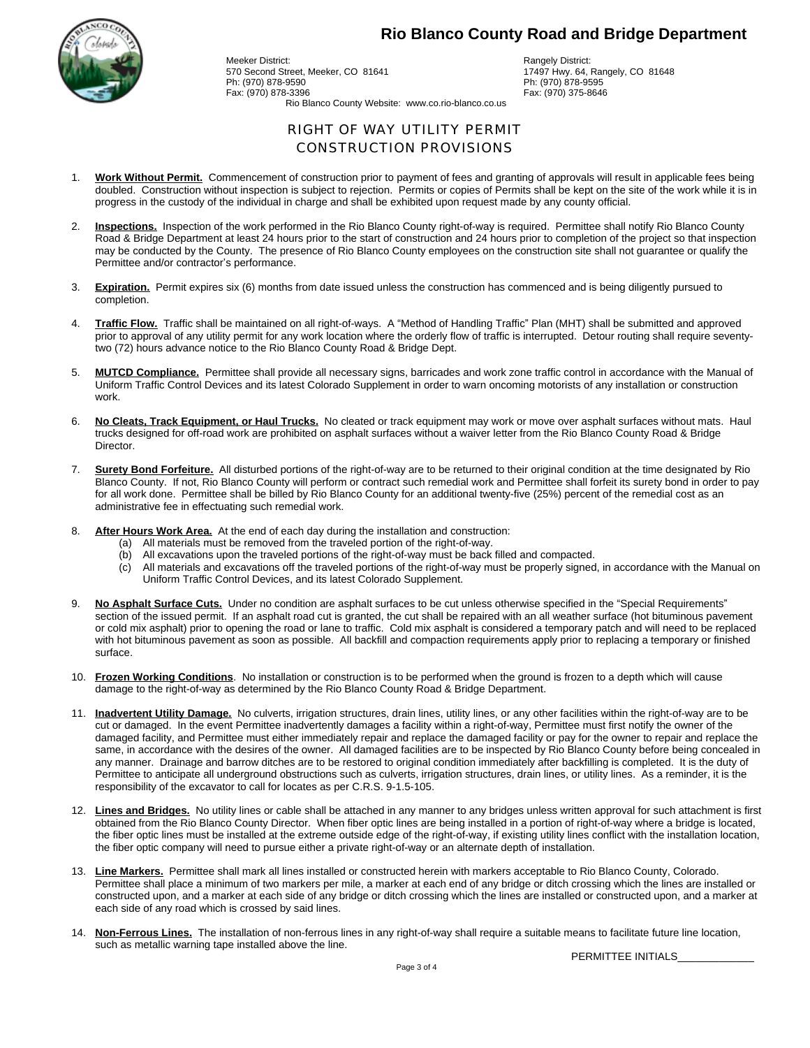# Rio Blanco County Road and Bridge Department

Meeker District:
570 Second Street, Meeker, CO 81641
Ph: (970) 878-9590
Fax: (970) 878-3396

Rangely District:
17497 Hwy. 64, Rangely, CO 81648
Ph: (970) 878-9595
Fax: (970) 375-8646

Rio Blanco County Website: www.co.rio-blanco.co.us

## RIGHT OF WAY UTILITY PERMIT CONSTRUCTION PROVISIONS

1. **Work Without Permit.** Commencement of construction prior to payment of fees and granting of approvals will result in applicable fees being doubled. Construction without inspection is subject to rejection. Permits or copies of Permits shall be kept on the site of the work while it is in progress in the custody of the individual in charge and shall be exhibited upon request made by any county official.

2. **Inspections.** Inspection of the work performed in the Rio Blanco County right-of-way is required. Permittee shall notify Rio Blanco County Road & Bridge Department at least 24 hours prior to the start of construction and 24 hours prior to completion of the project so that inspection may be conducted by the County. The presence of Rio Blanco County employees on the construction site shall not guarantee or qualify the Permittee and/or contractor's performance.

3. **Expiration.** Permit expires six (6) months from date issued unless the construction has commenced and is being diligently pursued to completion.

4. **Traffic Flow.** Traffic shall be maintained on all right-of-ways. A "Method of Handling Traffic" Plan (MHT) shall be submitted and approved prior to approval of any utility permit for any work location where the orderly flow of traffic is interrupted. Detour routing shall require seventy-two (72) hours advance notice to the Rio Blanco County Road & Bridge Dept.

5. **MUTCD Compliance.** Permittee shall provide all necessary signs, barricades and work zone traffic control in accordance with the Manual of Uniform Traffic Control Devices and its latest Colorado Supplement in order to warn oncoming motorists of any installation or construction work.

6. **No Cleats, Track Equipment, or Haul Trucks.** No cleated or track equipment may work or move over asphalt surfaces without mats. Haul trucks designed for off-road work are prohibited on asphalt surfaces without a waiver letter from the Rio Blanco County Road & Bridge Director.

7. **Surety Bond Forfeiture.** All disturbed portions of the right-of-way are to be returned to their original condition at the time designated by Rio Blanco County. If not, Rio Blanco County will perform or contract such remedial work and Permittee shall forfeit its surety bond in order to pay for all work done. Permittee shall be billed by Rio Blanco County for an additional twenty-five (25%) percent of the remedial cost as an administrative fee in effectuating such remedial work.

8. **After Hours Work Area.** At the end of each day during the installation and construction:
   (a) All materials must be removed from the traveled portion of the right-of-way.
   (b) All excavations upon the traveled portions of the right-of-way must be back filled and compacted.
   (c) All materials and excavations off the traveled portions of the right-of-way must be properly signed, in accordance with the Manual on Uniform Traffic Control Devices, and its latest Colorado Supplement.

9. **No Asphalt Surface Cuts.** Under no condition are asphalt surfaces to be cut unless otherwise specified in the "Special Requirements" section of the issued permit. If an asphalt road cut is granted, the cut shall be repaired with an all weather surface (hot bituminous pavement or cold mix asphalt) prior to opening the road or lane to traffic. Cold mix asphalt is considered a temporary patch and will need to be replaced with hot bituminous pavement as soon as possible. All backfill and compaction requirements apply prior to replacing a temporary or finished surface.

10. **Frozen Working Conditions**. No installation or construction is to be performed when the ground is frozen to a depth which will cause damage to the right-of-way as determined by the Rio Blanco County Road & Bridge Department.

11. **Inadvertent Utility Damage.** No culverts, irrigation structures, drain lines, utility lines, or any other facilities within the right-of-way are to be cut or damaged. In the event Permittee inadvertently damages a facility within a right-of-way, Permittee must first notify the owner of the damaged facility, and Permittee must either immediately repair and replace the damaged facility or pay for the owner to repair and replace the same, in accordance with the desires of the owner. All damaged facilities are to be inspected by Rio Blanco County before being concealed in any manner. Drainage and barrow ditches are to be restored to original condition immediately after backfilling is completed. It is the duty of Permittee to anticipate all underground obstructions such as culverts, irrigation structures, drain lines, or utility lines. As a reminder, it is the responsibility of the excavator to call for locates as per C.R.S. 9-1.5-105.

12. **Lines and Bridges.** No utility lines or cable shall be attached in any manner to any bridges unless written approval for such attachment is first obtained from the Rio Blanco County Director. When fiber optic lines are being installed in a portion of right-of-way where a bridge is located, the fiber optic lines must be installed at the extreme outside edge of the right-of-way, if existing utility lines conflict with the installation location, the fiber optic company will need to pursue either a private right-of-way or an alternate depth of installation.

13. **Line Markers.** Permittee shall mark all lines installed or constructed herein with markers acceptable to Rio Blanco County, Colorado. Permittee shall place a minimum of two markers per mile, a marker at each end of any bridge or ditch crossing which the lines are installed or constructed upon, and a marker at each side of any bridge or ditch crossing which the lines are installed or constructed upon, and a marker at each side of any road which is crossed by said lines.

14. **Non-Ferrous Lines.** The installation of non-ferrous lines in any right-of-way shall require a suitable means to facilitate future line location, such as metallic warning tape installed above the line.

PERMITTEE INITIALS_____________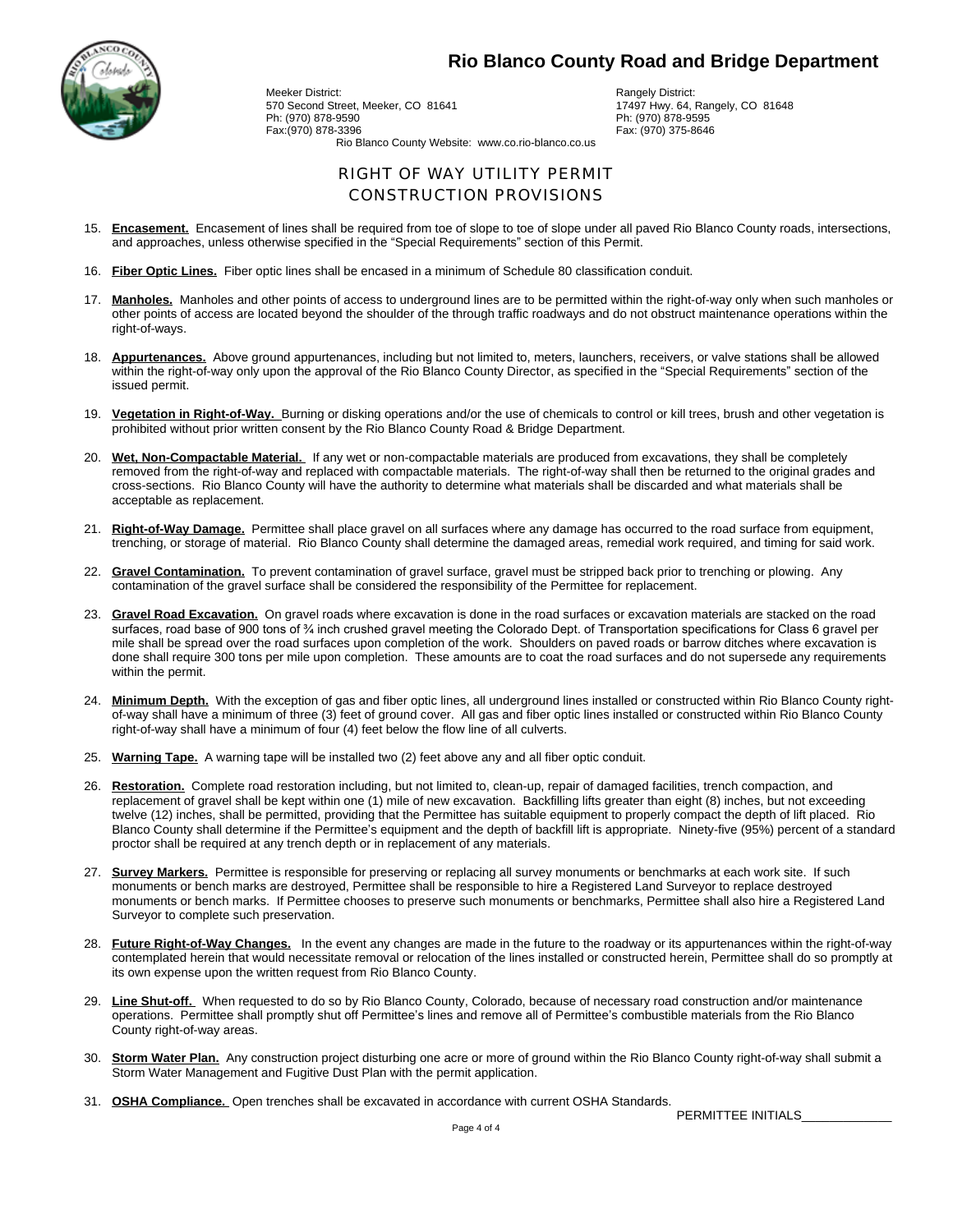# Rio Blanco County Road and Bridge Department

Meeker District:
570 Second Street, Meeker, CO 81641
Ph: (970) 878-9590
Fax:(970) 878-3396

Rangely District:
17497 Hwy. 64, Rangely, CO 81648
Ph: (970) 878-9595
Fax: (970) 375-8646

Rio Blanco County Website: www.co.rio-blanco.co.us

## RIGHT OF WAY UTILITY PERMIT CONSTRUCTION PROVISIONS

15. **Encasement.** Encasement of lines shall be required from toe of slope to toe of slope under all paved Rio Blanco County roads, intersections, and approaches, unless otherwise specified in the "Special Requirements" section of this Permit.

16. **Fiber Optic Lines.** Fiber optic lines shall be encased in a minimum of Schedule 80 classification conduit.

17. **Manholes.** Manholes and other points of access to underground lines are to be permitted within the right-of-way only when such manholes or other points of access are located beyond the shoulder of the through traffic roadways and do not obstruct maintenance operations within the right-of-ways.

18. **Appurtenances.** Above ground appurtenances, including but not limited to, meters, launchers, receivers, or valve stations shall be allowed within the right-of-way only upon the approval of the Rio Blanco County Director, as specified in the "Special Requirements" section of the issued permit.

19. **Vegetation in Right-of-Way.** Burning or disking operations and/or the use of chemicals to control or kill trees, brush and other vegetation is prohibited without prior written consent by the Rio Blanco County Road & Bridge Department.

20. **Wet, Non-Compactable Material.** If any wet or non-compactable materials are produced from excavations, they shall be completely removed from the right-of-way and replaced with compactable materials. The right-of-way shall then be returned to the original grades and cross-sections. Rio Blanco County will have the authority to determine what materials shall be discarded and what materials shall be acceptable as replacement.

21. **Right-of-Way Damage.** Permittee shall place gravel on all surfaces where any damage has occurred to the road surface from equipment, trenching, or storage of material. Rio Blanco County shall determine the damaged areas, remedial work required, and timing for said work.

22. **Gravel Contamination.** To prevent contamination of gravel surface, gravel must be stripped back prior to trenching or plowing. Any contamination of the gravel surface shall be considered the responsibility of the Permittee for replacement.

23. **Gravel Road Excavation.** On gravel roads where excavation is done in the road surfaces or excavation materials are stacked on the road surfaces, road base of 900 tons of ¾ inch crushed gravel meeting the Colorado Dept. of Transportation specifications for Class 6 gravel per mile shall be spread over the road surfaces upon completion of the work. Shoulders on paved roads or barrow ditches where excavation is done shall require 300 tons per mile upon completion. These amounts are to coat the road surfaces and do not supersede any requirements within the permit.

24. **Minimum Depth.** With the exception of gas and fiber optic lines, all underground lines installed or constructed within Rio Blanco County right-of-way shall have a minimum of three (3) feet of ground cover. All gas and fiber optic lines installed or constructed within Rio Blanco County right-of-way shall have a minimum of four (4) feet below the flow line of all culverts.

25. **Warning Tape.** A warning tape will be installed two (2) feet above any and all fiber optic conduit.

26. **Restoration.** Complete road restoration including, but not limited to, clean-up, repair of damaged facilities, trench compaction, and replacement of gravel shall be kept within one (1) mile of new excavation. Backfilling lifts greater than eight (8) inches, but not exceeding twelve (12) inches, shall be permitted, providing that the Permittee has suitable equipment to properly compact the depth of lift placed. Rio Blanco County shall determine if the Permittee's equipment and the depth of backfill lift is appropriate. Ninety-five (95%) percent of a standard proctor shall be required at any trench depth or in replacement of any materials.

27. **Survey Markers.** Permittee is responsible for preserving or replacing all survey monuments or benchmarks at each work site. If such monuments or bench marks are destroyed, Permittee shall be responsible to hire a Registered Land Surveyor to replace destroyed monuments or bench marks. If Permittee chooses to preserve such monuments or benchmarks, Permittee shall also hire a Registered Land Surveyor to complete such preservation.

28. **Future Right-of-Way Changes.** In the event any changes are made in the future to the roadway or its appurtenances within the right-of-way contemplated herein that would necessitate removal or relocation of the lines installed or constructed herein, Permittee shall do so promptly at its own expense upon the written request from Rio Blanco County.

29. **Line Shut-off.** When requested to do so by Rio Blanco County, Colorado, because of necessary road construction and/or maintenance operations. Permittee shall promptly shut off Permittee's lines and remove all of Permittee's combustible materials from the Rio Blanco County right-of-way areas.

30. **Storm Water Plan.** Any construction project disturbing one acre or more of ground within the Rio Blanco County right-of-way shall submit a Storm Water Management and Fugitive Dust Plan with the permit application.

31. **OSHA Compliance.** Open trenches shall be excavated in accordance with current OSHA Standards.

PERMITTEE INITIALS_____________